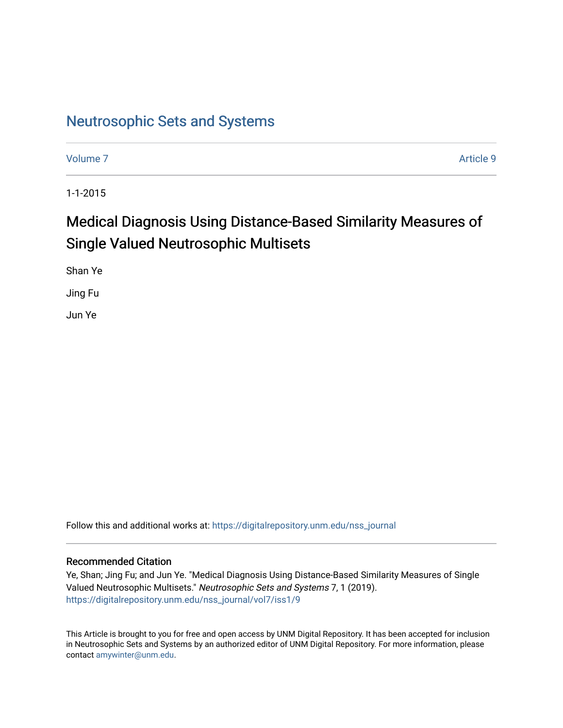# Neutrosophic Sets and Systems

Volume 7

Article 9

1-1-2015

## Medical Diagnosis Using Distance-Based Similarity Measures of Single Valued Neutrosophic Multisets

Shan Ye

Jing Fu

Jun Ye

Follow this and additional works at: https://digitalrepository.unm.edu/nss_journal

### Recommended Citation

Ye, Shan; Jing Fu; and Jun Ye. "Medical Diagnosis Using Distance-Based Similarity Measures of Single Valued Neutrosophic Multisets." *Neutrosophic Sets and Systems* 7, 1 (2019). https://digitalrepository.unm.edu/nss_journal/vol7/iss1/9

This Article is brought to you for free and open access by UNM Digital Repository. It has been accepted for inclusion in Neutrosophic Sets and Systems by an authorized editor of UNM Digital Repository. For more information, please contact amywinter@unm.edu.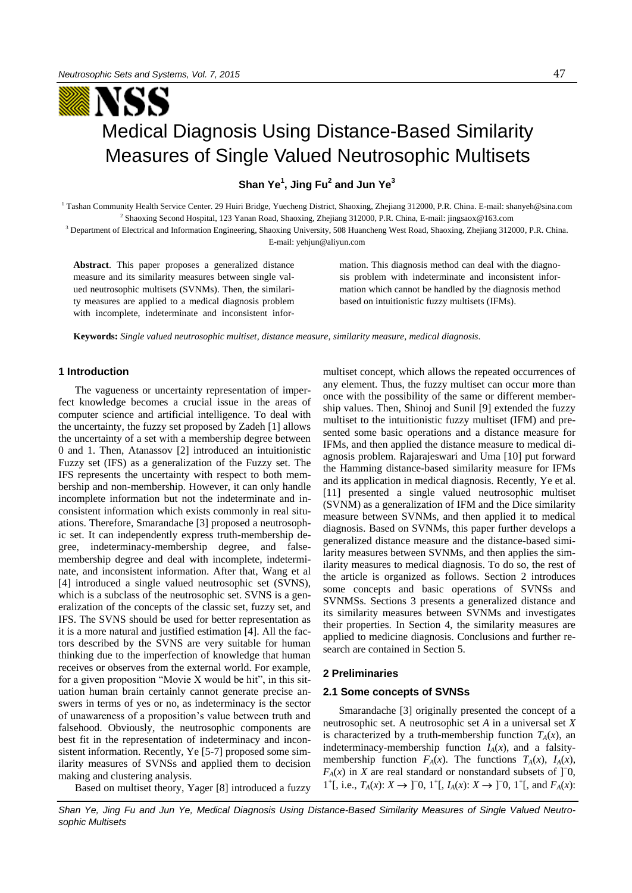# Medical Diagnosis Using Distance-Based Similarity Measures of Single Valued Neutrosophic Multisets

**Shan Ye[1], Jing Fu[2] and Jun Ye[3]**

[1] Tashan Community Health Service Center. 29 Huiri Bridge, Yuecheng District, Shaoxing, Zhejiang 312000, P.R. China. E-mail: shanyeh@sina.com

[2] Shaoxing Second Hospital, 123 Yanan Road, Shaoxing, Zhejiang 312000, P.R. China, E-mail: jingsaox@163.com

[3] Department of Electrical and Information Engineering, Shaoxing University, 508 Huancheng West Road, Shaoxing, Zhejiang 312000, P.R. China. E-mail: yehjun@aliyun.com

**Abstract**. This paper proposes a generalized distance measure and its similarity measures between single valued neutrosophic multisets (SVNMs). Then, the similarity measures are applied to a medical diagnosis problem with incomplete, indeterminate and inconsistent information. This diagnosis method can deal with the diagnosis problem with indeterminate and inconsistent information which cannot be handled by the diagnosis method based on intuitionistic fuzzy multisets (IFMs).

**Keywords:** *Single valued neutrosophic multiset, distance measure, similarity measure, medical diagnosis.*

## 1 Introduction

The vagueness or uncertainty representation of imperfect knowledge becomes a crucial issue in the areas of computer science and artificial intelligence. To deal with the uncertainty, the fuzzy set proposed by Zadeh [1] allows the uncertainty of a set with a membership degree between 0 and 1. Then, Atanassov [2] introduced an intuitionistic Fuzzy set (IFS) as a generalization of the Fuzzy set. The IFS represents the uncertainty with respect to both membership and non-membership. However, it can only handle incomplete information but not the indeterminate and inconsistent information which exists commonly in real situations. Therefore, Smarandache [3] proposed a neutrosophic set. It can independently express truth-membership degree, indeterminacy-membership degree, and false-membership degree and deal with incomplete, indeterminate, and inconsistent information. After that, Wang et al [4] introduced a single valued neutrosophic set (SVNS), which is a subclass of the neutrosophic set. SVNS is a generalization of the concepts of the classic set, fuzzy set, and IFS. The SVNS should be used for better representation as it is a more natural and justified estimation [4]. All the factors described by the SVNS are very suitable for human thinking due to the imperfection of knowledge that human receives or observes from the external world. For example, for a given proposition "Movie X would be hit", in this situation human brain certainly cannot generate precise answers in terms of yes or no, as indeterminacy is the sector of unawareness of a proposition's value between truth and falsehood. Obviously, the neutrosophic components are best fit in the representation of indeterminacy and inconsistent information. Recently, Ye [5-7] proposed some similarity measures of SVNSs and applied them to decision making and clustering analysis.

Based on multiset theory, Yager [8] introduced a fuzzy multiset concept, which allows the repeated occurrences of any element. Thus, the fuzzy multiset can occur more than once with the possibility of the same or different membership values. Then, Shinoj and Sunil [9] extended the fuzzy multiset to the intuitionistic fuzzy multiset (IFM) and presented some basic operations and a distance measure for IFMs, and then applied the distance measure to medical diagnosis problem. Rajarajeswari and Uma [10] put forward the Hamming distance-based similarity measure for IFMs and its application in medical diagnosis. Recently, Ye et al. [11] presented a single valued neutrosophic multiset (SVNM) as a generalization of IFM and the Dice similarity measure between SVNMs, and then applied it to medical diagnosis. Based on SVNMs, this paper further develops a generalized distance measure and the distance-based similarity measures between SVNMs, and then applies the similarity measures to medical diagnosis. To do so, the rest of the article is organized as follows. Section 2 introduces some concepts and basic operations of SVNSs and SVNMSs. Sections 3 presents a generalized distance and its similarity measures between SVNMs and investigates their properties. In Section 4, the similarity measures are applied to medicine diagnosis. Conclusions and further research are contained in Section 5.

## 2 Preliminaries

### 2.1 Some concepts of SVNSs

Smarandache [3] originally presented the concept of a neutrosophic set. A neutrosophic set $A$ in a universal set $X$ is characterized by a truth-membership function $T_A(x)$, an indeterminacy-membership function $I_A(x)$, and a falsity-membership function $F_A(x)$. The functions $T_A(x)$, $I_A(x)$, $F_A(x)$ in $X$ are real standard or nonstandard subsets of $]^-0, 1^+[$, i.e., $T_A(x): X \to ]^-0, 1^+[$, $I_A(x): X \to ]^-0, 1^+[$, and $F_A(x)$: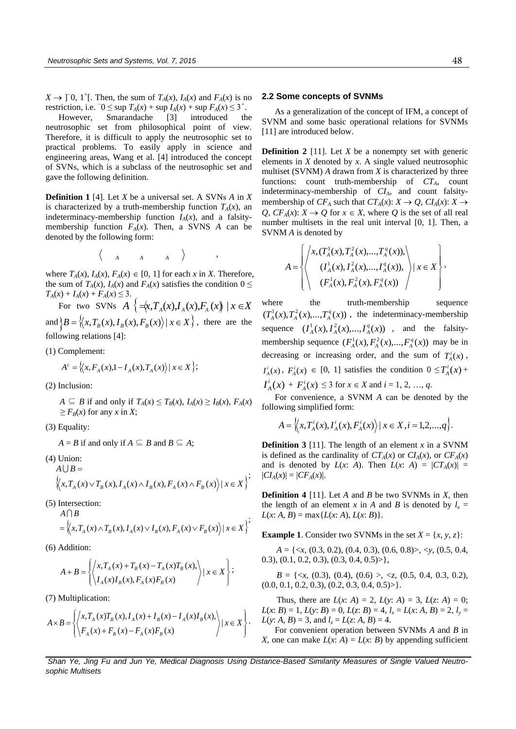$X \to ]^-0, 1^+[$. Then, the sum of $T_A(x)$, $I_A(x)$ and $F_A(x)$ is no restriction, i.e. $^-0 \le \sup T_A(x) + \sup I_A(x) + \sup F_A(x) \le 3^+$.

However, Smarandache [3] introduced the neutrosophic set from philosophical point of view. Therefore, it is difficult to apply the neutrosophic set to practical problems. To easily apply in science and engineering areas, Wang et al. [4] introduced the concept of SVNs, which is a subclass of the neutrosophic set and gave the following definition.

**Definition 1** [4]. Let $X$ be a universal set. A SVNs $A$ in $X$ is characterized by a truth-membership function $T_A(x)$, an indeterminacy-membership function $I_A(x)$, and a falsity-membership function $F_A(x)$. Then, a SVNS $A$ can be denoted by the following form:

$$A = \{\langle x, T_A(x), I_A(x), F_A(x)\rangle \mid x \in X\},$$

where $T_A(x)$, $I_A(x)$, $F_A(x) \in [0, 1]$ for each $x$ in $X$. Therefore, the sum of $T_A(x)$, $I_A(x)$ and $F_A(x)$ satisfies the condition $0 \le T_A(x) + I_A(x) + F_A(x) \le 3$.

For two SVNs $A = \{\langle x, T_A(x), I_A(x), F_A(x)\rangle \mid x \in X\}$ and $B = \{\langle x, T_B(x), I_B(x), F_B(x)\rangle \mid x \in X\}$, there are the following relations [4]:

(1) Complement:

$$A^c = \{\langle x, F_A(x), 1 - I_A(x), T_A(x)\rangle \mid x \in X\};$$

(2) Inclusion:

$A \subseteq B$ if and only if $T_A(x) \le T_B(x)$, $I_A(x) \ge I_B(x)$, $F_A(x) \ge F_B(x)$ for any $x$ in $X$;

(3) Equality:

$A = B$ if and only if $A \subseteq B$ and $B \subseteq A$;

(4) Union:

$$A \cup B = \{\langle x, T_A(x) \vee T_B(x), I_A(x) \wedge I_B(x), F_A(x) \wedge F_B(x)\rangle \mid x \in X\};$$

(5) Intersection:

$$A \cap B = \{\langle x, T_A(x) \wedge T_B(x), I_A(x) \vee I_B(x), F_A(x) \vee F_B(x)\rangle \mid x \in X\};$$

(6) Addition:

$$A + B = \left\{\left\langle \begin{array}{l} x, T_A(x) + T_B(x) - T_A(x)T_B(x), \\ I_A(x)I_B(x), F_A(x)F_B(x) \end{array}\right\rangle \mid x \in X\right\};$$

(7) Multiplication:

$$A \times B = \left\{\left\langle \begin{array}{l} x, T_A(x)T_B(x), I_A(x) + I_B(x) - I_A(x)I_B(x), \\ F_A(x) + F_B(x) - F_A(x)F_B(x) \end{array}\right\rangle \mid x \in X\right\}.$$

## 2.2 Some concepts of SVNMs

As a generalization of the concept of IFM, a concept of SVNM and some basic operational relations for SVNMs [11] are introduced below.

**Definition 2** [11]. Let $X$ be a nonempty set with generic elements in $X$ denoted by $x$. A single valued neutrosophic multiset (SVNM) $A$ drawn from $X$ is characterized by three functions: count truth-membership of $CT_A$, count indeterminacy-membership of $CI_A$, and count falsity-membership of $CF_A$ such that $CT_A(x)$: $X \to Q$, $CI_A(x)$: $X \to Q$, $CF_A(x)$: $X \to Q$ for $x \in X$, where $Q$ is the set of all real number multisets in the real unit interval [0, 1]. Then, a SVNM $A$ is denoted by

$$A = \left\{\left\langle \begin{array}{l} x, (T_A^1(x), T_A^2(x), ..., T_A^q(x)), \\ (I_A^1(x), I_A^2(x), ..., I_A^q(x)), \\ (F_A^1(x), F_A^2(x), F_A^q(x)) \end{array}\right\rangle \mid x \in X\right\},$$

where the truth-membership sequence $(T_A^1(x), T_A^2(x), ..., T_A^q(x))$, the indeterminacy-membership sequence $(I_A^1(x), I_A^2(x), ..., I_A^q(x))$, and the falsity-membership sequence $(F_A^1(x), F_A^2(x), ..., F_A^q(x))$ may be in decreasing or increasing order, and the sum of $T_A^i(x)$, $I_A^i(x)$, $F_A^i(x) \in [0, 1]$ satisfies the condition $0 \le T_A^i(x) + I_A^i(x) + F_A^i(x) \le 3$ for $x \in X$ and $i = 1, 2, \ldots, q$.

For convenience, a SVNM $A$ can be denoted by the following simplified form:

$$A = \{\langle x, T_A^i(x), I_A^i(x), F_A^i(x)\rangle \mid x \in X, i = 1, 2, ..., q\}.$$

**Definition 3** [11]. The length of an element $x$ in a SVNM is defined as the cardinality of $CT_A(x)$ or $CI_A(x)$, or $CF_A(x)$ and is denoted by $L(x: A)$. Then $L(x: A) = |CT_A(x)| = |CI_A(x)| = |CF_A(x)|$.

**Definition 4** [11]. Let $A$ and $B$ be two SVNMs in $X$, then the length of an element $x$ in $A$ and $B$ is denoted by $l_x = L(x: A, B) = \max\{L(x: A), L(x: B)\}$.

**Example 1**. Consider two SVNMs in the set $X = \{x, y, z\}$:

$A$ = {<$x$, (0.3, 0.2), (0.4, 0.3), (0.6, 0.8)>, <$y$, (0.5, 0.4, 0.3), (0.1, 0.2, 0.3), (0.3, 0.4, 0.5)>},

$B$ = {<$x$, (0.3), (0.4), (0.6) >, <$z$, (0.5, 0.4, 0.3, 0.2), (0.0, 0.1, 0.2, 0.3), (0.2, 0.3, 0.4, 0.5)>}.

Thus, there are $L(x: A) = 2$, $L(y: A) = 3$, $L(z: A) = 0$; $L(x: B) = 1$, $L(y: B) = 0$, $L(z: B) = 4$, $l_x = L(x: A, B) = 2$, $l_y = L(y: A, B) = 3$, and $l_z = L(z: A, B) = 4$.

For convenient operation between SVNMs $A$ and $B$ in $X$, one can make $L(x: A) = L(x: B)$ by appending sufficient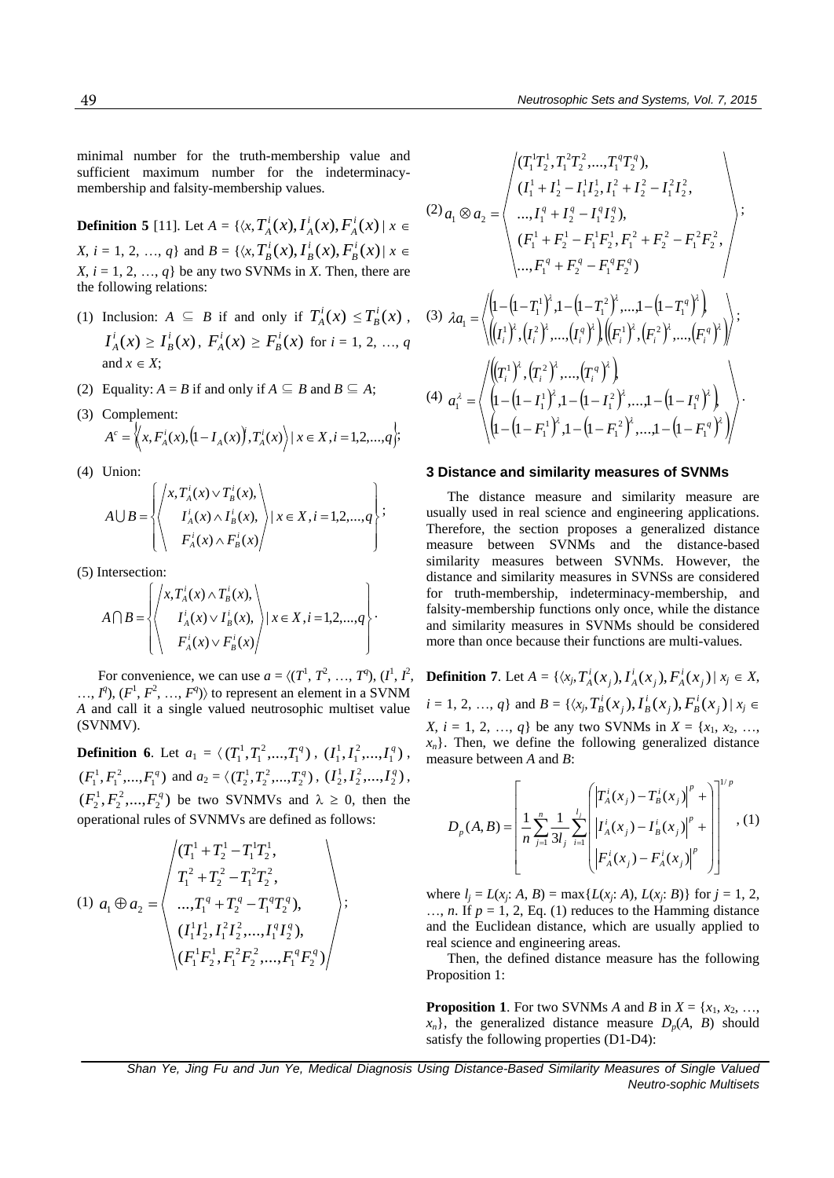minimal number for the truth-membership value and sufficient maximum number for the indeterminacy-membership and falsity-membership values.

**Definition 5** [11]. Let $A = \{\langle x, T_A^i(x), I_A^i(x), F_A^i(x) \mid x \in X, i = 1, 2, \ldots, q\}$ and $B = \{\langle x, T_B^i(x), I_B^i(x), F_B^i(x) \mid x \in X, i = 1, 2, \ldots, q\}$ be any two SVNMs in $X$. Then, there are the following relations:

(1) Inclusion: $A \subseteq B$ if and only if $T_A^i(x) \le T_B^i(x)$, $I_A^i(x) \ge I_B^i(x)$, $F_A^i(x) \ge F_B^i(x)$ for $i = 1, 2, \ldots, q$ and $x \in X$;

(2) Equality: $A = B$ if and only if $A \subseteq B$ and $B \subseteq A$;

(3) Complement:
$$A^c = \left\{ \left\langle x, F_A^i(x), \left(1 - I_A(x)\right)^i, T_A^i(x) \right\rangle \mid x \in X, i = 1,2,\ldots,q \right\};$$

(4) Union:
$$A \bigcup B = \left\{ \left\langle \begin{matrix} x, T_A^i(x) \vee T_B^i(x), \\ I_A^i(x) \wedge I_B^i(x), \\ F_A^i(x) \wedge F_B^i(x) \end{matrix} \right\rangle \mid x \in X, i = 1,2,\ldots,q \right\};$$

(5) Intersection:
$$A \bigcap B = \left\{ \left\langle \begin{matrix} x, T_A^i(x) \wedge T_B^i(x), \\ I_A^i(x) \vee I_B^i(x), \\ F_A^i(x) \vee F_B^i(x) \end{matrix} \right\rangle \mid x \in X, i = 1,2,\ldots,q \right\}.$$

For convenience, we can use $a = \langle (T^1, T^2, \ldots, T^q), (I^1, I^2, \ldots, I^q), (F^1, F^2, \ldots, F^q) \rangle$ to represent an element in a SVNM $A$ and call it a single valued neutrosophic multiset value (SVNMV).

**Definition 6**. Let $a_1 = \langle (T_1^1, T_1^2, \ldots, T_1^q), (I_1^1, I_1^2, \ldots, I_1^q), (F_1^1, F_1^2, \ldots, F_1^q) \rangle$ and $a_2 = \langle (T_2^1, T_2^2, \ldots, T_2^q), (I_2^1, I_2^2, \ldots, I_2^q), (F_2^1, F_2^2, \ldots, F_2^q) \rangle$ be two SVNMVs and $\lambda \ge 0$, then the operational rules of SVNMVs are defined as follows:

$$(1)\ a_1 \oplus a_2 = \left\langle \begin{matrix} (T_1^1 + T_2^1 - T_1^1 T_2^1, \\ T_1^2 + T_2^2 - T_1^2 T_2^2, \\ \ldots, T_1^q + T_2^q - T_1^q T_2^q), \\ (I_1^1 I_2^1, I_1^2 I_2^2, \ldots, I_1^q I_2^q), \\ (F_1^1 F_2^1, F_1^2 F_2^2, \ldots, F_1^q F_2^q) \end{matrix} \right\rangle;$$

$$(2)\ a_1 \otimes a_2 = \left\langle \begin{matrix} (T_1^1 T_2^1, T_1^2 T_2^2, \ldots, T_1^q T_2^q), \\ (I_1^1 + I_2^1 - I_1^1 I_2^1, I_1^2 + I_2^2 - I_1^2 I_2^2, \\ \ldots, I_1^q + I_2^q - I_1^q I_2^q), \\ (F_1^1 + F_2^1 - F_1^1 F_2^1, F_1^2 + F_2^2 - F_1^2 F_2^2, \\ \ldots, F_1^q + F_2^q - F_1^q F_2^q) \end{matrix} \right\rangle;$$

$$(3)\ \lambda a_1 = \left\langle \begin{matrix} \left(1 - \left(1 - T_1^1\right)^\lambda, 1 - \left(1 - T_1^2\right)^\lambda, \ldots, 1 - \left(1 - T_1^q\right)^\lambda\right), \\ \left(\left(I_i^1\right)^\lambda, \left(I_i^2\right)^\lambda, \ldots, \left(I_i^q\right)^\lambda\right), \left(\left(F_i^1\right)^\lambda, \left(F_i^2\right)^\lambda, \ldots, \left(F_i^q\right)^\lambda\right) \end{matrix} \right\rangle;$$

$$(4)\ a_1^\lambda = \left\langle \begin{matrix} \left(\left(T_i^1\right)^\lambda, \left(T_i^2\right)^\lambda, \ldots, \left(T_i^q\right)^\lambda\right), \\ \left(1 - \left(1 - I_1^1\right)^\lambda, 1 - \left(1 - I_1^2\right)^\lambda, \ldots, 1 - \left(1 - I_1^q\right)^\lambda\right), \\ \left(1 - \left(1 - F_1^1\right)^\lambda, 1 - \left(1 - F_1^2\right)^\lambda, \ldots, 1 - \left(1 - F_1^q\right)^\lambda\right) \end{matrix} \right\rangle.$$

## 3 Distance and similarity measures of SVNMs

The distance measure and similarity measure are usually used in real science and engineering applications. Therefore, the section proposes a generalized distance measure between SVNMs and the distance-based similarity measures between SVNMs. However, the distance and similarity measures in SVNSs are considered for truth-membership, indeterminacy-membership, and falsity-membership functions only once, while the distance and similarity measures in SVNMs should be considered more than once because their functions are multi-values.

**Definition 7**. Let $A = \{\langle x_j, T_A^i(x_j), I_A^i(x_j), F_A^i(x_j) \mid x_j \in X, i = 1, 2, \ldots, q\}$ and $B = \{\langle x_j, T_B^i(x_j), I_B^i(x_j), F_B^i(x_j) \mid x_j \in X, i = 1, 2, \ldots, q\}$ be any two SVNMs in $X = \{x_1, x_2, \ldots, x_n\}$. Then, we define the following generalized distance measure between $A$ and $B$:

$$D_p(A,B) = \left[ \frac{1}{n} \sum_{j=1}^{n} \frac{1}{3l_j} \sum_{i=1}^{l_j} \left( \begin{matrix} \left| T_A^i(x_j) - T_B^i(x_j) \right|^p + \\ \left| I_A^i(x_j) - I_B^i(x_j) \right|^p + \\ \left| F_A^i(x_j) - F_A^i(x_j) \right|^p \end{matrix} \right) \right]^{1/p}, \quad (1)$$

where $l_j = L(x_j: A, B) = \max\{L(x_j: A), L(x_j: B)\}$ for $j = 1, 2, \ldots, n$. If $p = 1, 2$, Eq. (1) reduces to the Hamming distance and the Euclidean distance, which are usually applied to real science and engineering areas.

Then, the defined distance measure has the following Proposition 1:

**Proposition 1**. For two SVNMs $A$ and $B$ in $X = \{x_1, x_2, \ldots, x_n\}$, the generalized distance measure $D_p(A, B)$ should satisfy the following properties (D1-D4):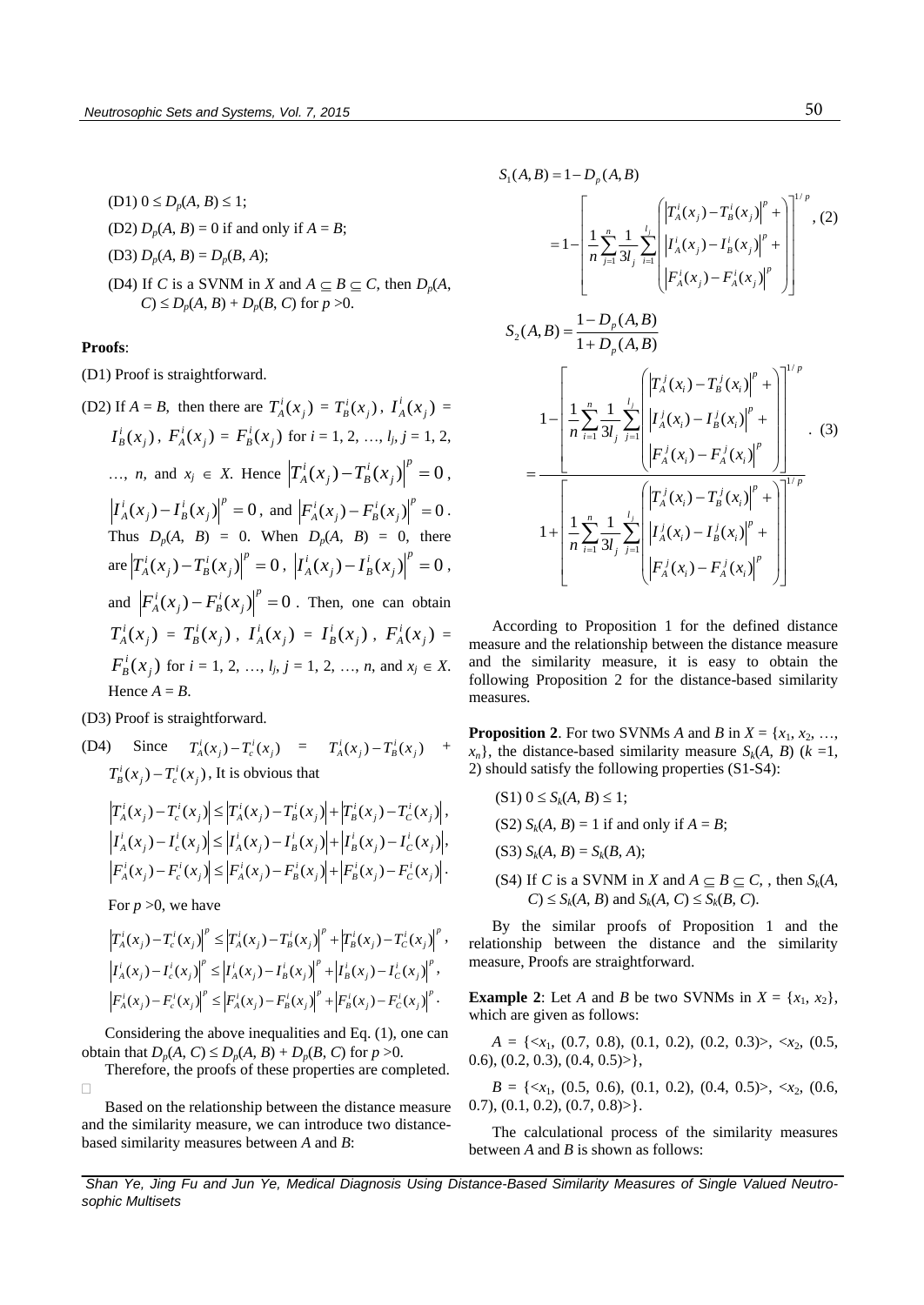(D1) $0 \le D_p(A, B) \le 1$;

(D2) $D_p(A, B) = 0$ if and only if $A = B$;

(D3) $D_p(A, B) = D_p(B, A)$;

(D4) If $C$ is a SVNM in $X$ and $A \subseteq B \subseteq C$, then $D_p(A, C) \le D_p(A, B) + D_p(B, C)$ for $p > 0$.

**Proofs**:

(D1) Proof is straightforward.

(D2) If $A = B$, then there are $T_A^i(x_j) = T_B^i(x_j)$, $I_A^i(x_j) = I_B^i(x_j)$, $F_A^i(x_j) = F_B^i(x_j)$ for $i = 1, 2, \ldots, l_j$, $j = 1, 2, \ldots, n$, and $x_j \in X$. Hence $\left|T_A^i(x_j) - T_B^i(x_j)\right|^p = 0$, $\left|I_A^i(x_j) - I_B^i(x_j)\right|^p = 0$, and $\left|F_A^i(x_j) - F_B^i(x_j)\right|^p = 0$. Thus $D_p(A, B) = 0$. When $D_p(A, B) = 0$, there are $\left|T_A^i(x_j) - T_B^i(x_j)\right|^p = 0$, $\left|I_A^i(x_j) - I_B^i(x_j)\right|^p = 0$, and $\left|F_A^i(x_j) - F_B^i(x_j)\right|^p = 0$. Then, one can obtain $T_A^i(x_j) = T_B^i(x_j)$, $I_A^i(x_j) = I_B^i(x_j)$, $F_A^i(x_j) = F_B^i(x_j)$ for $i = 1, 2, \ldots, l_j$, $j = 1, 2, \ldots, n$, and $x_j \in X$. Hence $A = B$.

(D3) Proof is straightforward.

(D4) Since $T_A^i(x_j) - T_c^i(x_j) = T_A^i(x_j) - T_B^i(x_j) + T_B^i(x_j) - T_c^i(x_j)$, It is obvious that

$$\left|T_A^i(x_j) - T_c^i(x_j)\right| \le \left|T_A^i(x_j) - T_B^i(x_j)\right| + \left|T_B^i(x_j) - T_C^i(x_j)\right|,$$
$$\left|I_A^i(x_j) - I_c^i(x_j)\right| \le \left|I_A^i(x_j) - I_B^i(x_j)\right| + \left|I_B^i(x_j) - I_C^i(x_j)\right|,$$
$$\left|F_A^i(x_j) - F_c^i(x_j)\right| \le \left|F_A^i(x_j) - F_B^i(x_j)\right| + \left|F_B^i(x_j) - F_C^i(x_j)\right|.$$

For $p > 0$, we have

$$\left|T_A^i(x_j) - T_c^i(x_j)\right|^p \le \left|T_A^i(x_j) - T_B^i(x_j)\right|^p + \left|T_B^i(x_j) - T_C^i(x_j)\right|^p,$$
$$\left|I_A^i(x_j) - I_c^i(x_j)\right|^p \le \left|I_A^i(x_j) - I_B^i(x_j)\right|^p + \left|I_B^i(x_j) - I_C^i(x_j)\right|^p,$$
$$\left|F_A^i(x_j) - F_c^i(x_j)\right|^p \le \left|F_A^i(x_j) - F_B^i(x_j)\right|^p + \left|F_B^i(x_j) - F_C^i(x_j)\right|^p.$$

Considering the above inequalities and Eq. (1), one can obtain that $D_p(A, C) \le D_p(A, B) + D_p(B, C)$ for $p > 0$.

Therefore, the proofs of these properties are completed. □

Based on the relationship between the distance measure and the similarity measure, we can introduce two distance-based similarity measures between $A$ and $B$:

$$S_1(A, B) = 1 - D_p(A, B)$$
$$= 1 - \left[\frac{1}{n}\sum_{j=1}^{n}\frac{1}{3l_j}\sum_{i=1}^{l_j}\left(\begin{array}{l}\left|T_A^i(x_j) - T_B^i(x_j)\right|^p + \\ \left|I_A^i(x_j) - I_B^i(x_j)\right|^p + \\ \left|F_A^i(x_j) - F_A^i(x_j)\right|^p\end{array}\right)\right]^{1/p}, \quad (2)$$

$$S_2(A, B) = \frac{1 - D_p(A, B)}{1 + D_p(A, B)}$$
$$= \frac{1 - \left[\frac{1}{n}\sum_{i=1}^{n}\frac{1}{3l_j}\sum_{j=1}^{l_j}\left(\begin{array}{l}\left|T_A^j(x_i) - T_B^j(x_i)\right|^p + \\ \left|I_A^j(x_i) - I_B^j(x_i)\right|^p + \\ \left|F_A^j(x_i) - F_A^j(x_i)\right|^p\end{array}\right)\right]^{1/p}}{1 + \left[\frac{1}{n}\sum_{i=1}^{n}\frac{1}{3l_j}\sum_{j=1}^{l_j}\left(\begin{array}{l}\left|T_A^j(x_i) - T_B^j(x_i)\right|^p + \\ \left|I_A^j(x_i) - I_B^j(x_i)\right|^p + \\ \left|F_A^j(x_i) - F_A^j(x_i)\right|^p\end{array}\right)\right]^{1/p}}. \quad (3)$$

According to Proposition 1 for the defined distance measure and the relationship between the distance measure and the similarity measure, it is easy to obtain the following Proposition 2 for the distance-based similarity measures.

**Proposition 2**. For two SVNMs $A$ and $B$ in $X = \{x_1, x_2, \ldots, x_n\}$, the distance-based similarity measure $S_k(A, B)$ ($k = 1, 2$) should satisfy the following properties (S1-S4):

(S1) $0 \le S_k(A, B) \le 1$;

(S2) $S_k(A, B) = 1$ if and only if $A = B$;

(S3) $S_k(A, B) = S_k(B, A)$;

(S4) If $C$ is a SVNM in $X$ and $A \subseteq B \subseteq C$, , then $S_k(A, C) \le S_k(A, B)$ and $S_k(A, C) \le S_k(B, C)$.

By the similar proofs of Proposition 1 and the relationship between the distance and the similarity measure, Proofs are straightforward.

**Example 2**: Let $A$ and $B$ be two SVNMs in $X = \{x_1, x_2\}$, which are given as follows:

$A = \{<x_1, (0.7, 0.8), (0.1, 0.2), (0.2, 0.3)>, <x_2, (0.5, 0.6), (0.2, 0.3), (0.4, 0.5)>\}$,

$B = \{<x_1, (0.5, 0.6), (0.1, 0.2), (0.4, 0.5)>, <x_2, (0.6, 0.7), (0.1, 0.2), (0.7, 0.8)>\}$.

The calculational process of the similarity measures between $A$ and $B$ is shown as follows: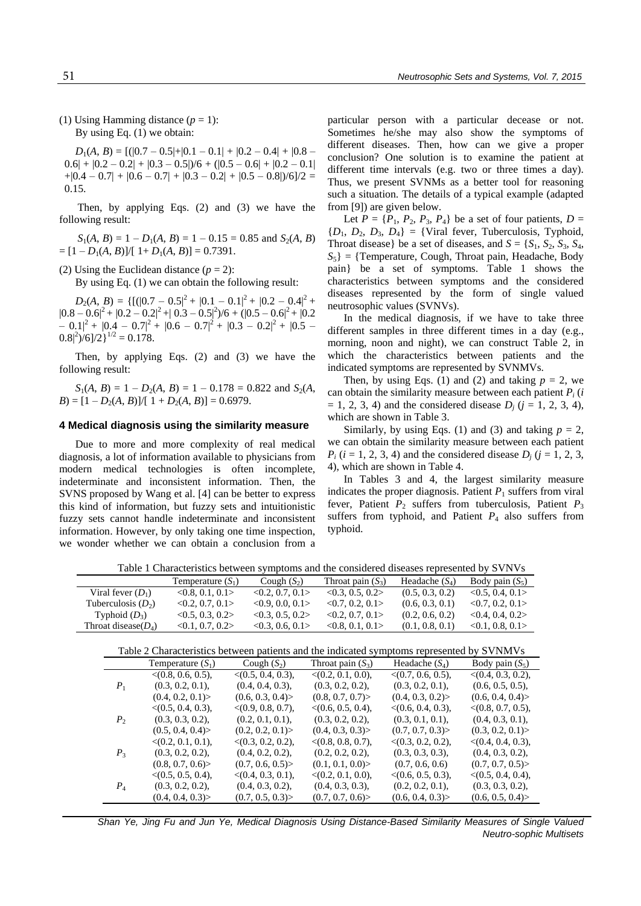(1) Using Hamming distance ($p = 1$):

By using Eq. (1) we obtain:

$D_1(A, B) = [(|0.7 - 0.5|+|0.1 - 0.1| + |0.2 - 0.4| + |0.8 - 0.6| + |0.2 - 0.2| + |0.3 - 0.5|)/6 + (|0.5 - 0.6| + |0.2 - 0.1| +|0.4 - 0.7| + |0.6 - 0.7| + |0.3 - 0.2| + |0.5 - 0.8|)/6]/2 = 0.15.$

Then, by applying Eqs. (2) and (3) we have the following result:

$S_1(A, B) = 1 - D_1(A, B) = 1 - 0.15 = 0.85$ and $S_2(A, B) = [1 - D_1(A, B)]/[ 1+ D_1(A, B)] = 0.7391$.

(2) Using the Euclidean distance ($p = 2$):

By using Eq. (1) we can obtain the following result:

$D_2(A, B) = \{[(|0.7 - 0.5|^2 + |0.1 - 0.1|^2 + |0.2 - 0.4|^2 + |0.8 - 0.6|^2 + |0.2 - 0.2|^2 +| 0.3 - 0.5|^2)/6 + (|0.5 - 0.6|^2 + |0.2 - 0.1|^2 + |0.4 - 0.7|^2 + |0.6 - 0.7|^2 + |0.3 - 0.2|^2 + |0.5 - 0.8|^2)/6]/2\}^{1/2} = 0.178.$

Then, by applying Eqs. (2) and (3) we have the following result:

$S_1(A, B) = 1 - D_2(A, B) = 1 - 0.178 = 0.822$ and $S_2(A, B) = [1 - D_2(A, B)]/[ 1 + D_2(A, B)] = 0.6979$.

## 4 Medical diagnosis using the similarity measure

Due to more and more complexity of real medical diagnosis, a lot of information available to physicians from modern medical technologies is often incomplete, indeterminate and inconsistent information. Then, the SVNS proposed by Wang et al. [4] can be better to express this kind of information, but fuzzy sets and intuitionistic fuzzy sets cannot handle indeterminate and inconsistent information. However, by only taking one time inspection, we wonder whether we can obtain a conclusion from a particular person with a particular decease or not. Sometimes he/she may also show the symptoms of different diseases. Then, how can we give a proper conclusion? One solution is to examine the patient at different time intervals (e.g. two or three times a day). Thus, we present SVNMs as a better tool for reasoning such a situation. The details of a typical example (adapted from [9]) are given below.

Let $P = \{P_1, P_2, P_3, P_4\}$ be a set of four patients, $D = \{D_1, D_2, D_3, D_4\}$ = {Viral fever, Tuberculosis, Typhoid, Throat disease} be a set of diseases, and $S = \{S_1, S_2, S_3, S_4, S_5\}$ = {Temperature, Cough, Throat pain, Headache, Body pain} be a set of symptoms. Table 1 shows the characteristics between symptoms and the considered diseases represented by the form of single valued neutrosophic values (SVNVs).

In the medical diagnosis, if we have to take three different samples in three different times in a day (e.g., morning, noon and night), we can construct Table 2, in which the characteristics between patients and the indicated symptoms are represented by SVNMVs.

Then, by using Eqs. (1) and (2) and taking $p = 2$, we can obtain the similarity measure between each patient $P_i$ ($i = 1, 2, 3, 4$) and the considered disease $D_j$ ($j = 1, 2, 3, 4$), which are shown in Table 3.

Similarly, by using Eqs. (1) and (3) and taking $p = 2$, we can obtain the similarity measure between each patient $P_i$ ($i = 1, 2, 3, 4$) and the considered disease $D_j$ ($j = 1, 2, 3, 4$), which are shown in Table 4.

In Tables 3 and 4, the largest similarity measure indicates the proper diagnosis. Patient $P_1$ suffers from viral fever, Patient $P_2$ suffers from tuberculosis, Patient $P_3$ suffers from typhoid, and Patient $P_4$ also suffers from typhoid.

Table 1 Characteristics between symptoms and the considered diseases represented by SVNVs

| | Temperature ($S_1$) | Cough ($S_2$) | Throat pain ($S_3$) | Headache ($S_4$) | Body pain ($S_5$) |
|---|---|---|---|---|---|
| Viral fever ($D_1$) | <0.8, 0.1, 0.1> | <0.2, 0.7, 0.1> | <0.3, 0.5, 0.2> | (0.5, 0.3, 0.2) | <0.5, 0.4, 0.1> |
| Tuberculosis ($D_2$) | <0.2, 0.7, 0.1> | <0.9, 0.0, 0.1> | <0.7, 0.2, 0.1> | (0.6, 0.3, 0.1) | <0.7, 0.2, 0.1> |
| Typhoid ($D_3$) | <0.5, 0.3, 0.2> | <0.3, 0.5, 0.2> | <0.2, 0.7, 0.1> | (0.2, 0.6, 0.2) | <0.4, 0.4, 0.2> |
| Throat disease($D_4$) | <0.1, 0.7, 0.2> | <0.3, 0.6, 0.1> | <0.8, 0.1, 0.1> | (0.1, 0.8, 0.1) | <0.1, 0.8, 0.1> |

Table 2 Characteristics between patients and the indicated symptoms represented by SVNMVs

| | Temperature ($S_1$) | Cough ($S_2$) | Throat pain ($S_3$) | Headache ($S_4$) | Body pain ($S_5$) |
|---|---|---|---|---|---|
| $P_1$ | <(0.8, 0.6, 0.5), (0.3, 0.2, 0.1), (0.4, 0.2, 0.1)> | <(0.5, 0.4, 0.3), (0.4, 0.4, 0.3), (0.6, 0.3, 0.4)> | <(0.2, 0.1, 0.0), (0.3, 0.2, 0.2), (0.8, 0.7, 0.7)> | <(0.7, 0.6, 0.5), (0.3, 0.2, 0.1), (0.4, 0.3, 0.2)> | <(0.4, 0.3, 0.2), (0.6, 0.5, 0.5), (0.6, 0.4, 0.4)> |
| $P_2$ | <(0.5, 0.4, 0.3), (0.3, 0.3, 0.2), (0.5, 0.4, 0.4)> | <(0.9, 0.8, 0.7), (0.2, 0.1, 0.1), (0.2, 0.2, 0.1)> | <(0.6, 0.5, 0.4), (0.3, 0.2, 0.2), (0.4, 0.3, 0.3)> | <(0.6, 0.4, 0.3), (0.3, 0.1, 0.1), (0.7, 0.7, 0.3)> | <(0.8, 0.7, 0.5), (0.4, 0.3, 0.1), (0.3, 0.2, 0.1)> |
| $P_3$ | <(0.2, 0.1, 0.1), (0.3, 0.2, 0.2), (0.8, 0.7, 0.6)> | <(0.3, 0.2, 0.2), (0.4, 0.2, 0.2), (0.7, 0.6, 0.5)> | <(0.8, 0.8, 0.7), (0.2, 0.2, 0.2), (0.1, 0.1, 0.0)> | <(0.3, 0.2, 0.2), (0.3, 0.3, 0.3), (0.7, 0.6, 0.6) | <(0.4, 0.4, 0.3), (0.4, 0.3, 0.2), (0.7, 0.7, 0.5)> |
| $P_4$ | <(0.5, 0.5, 0.4), (0.3, 0.2, 0.2), (0.4, 0.4, 0.3)> | <(0.4, 0.3, 0.1), (0.4, 0.3, 0.2), (0.7, 0.5, 0.3)> | <(0.2, 0.1, 0.0), (0.4, 0.3, 0.3), (0.7, 0.7, 0.6)> | <(0.6, 0.5, 0.3), (0.2, 0.2, 0.1), (0.6, 0.4, 0.3)> | <(0.5, 0.4, 0.4), (0.3, 0.3, 0.2), (0.6, 0.5, 0.4)> |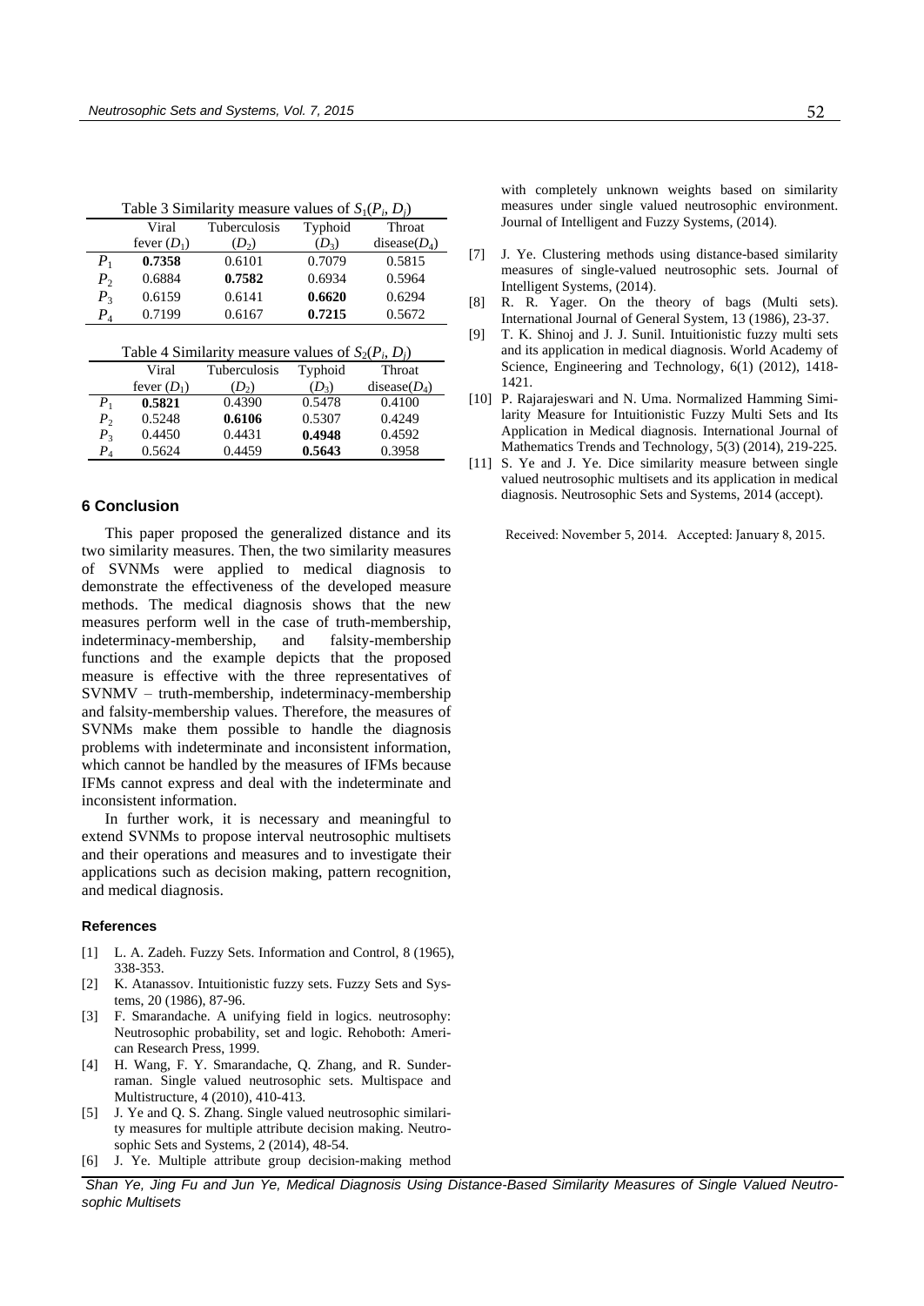Table 3 Similarity measure values of $S_1(P_i, D_j)$

| | Viral fever ($D_1$) | Tuberculosis ($D_2$) | Typhoid ($D_3$) | Throat disease($D_4$) |
|---|---|---|---|---|
| $P_1$ | **0.7358** | 0.6101 | 0.7079 | 0.5815 |
| $P_2$ | 0.6884 | **0.7582** | 0.6934 | 0.5964 |
| $P_3$ | 0.6159 | 0.6141 | **0.6620** | 0.6294 |
| $P_4$ | 0.7199 | 0.6167 | **0.7215** | 0.5672 |

Table 4 Similarity measure values of $S_2(P_i, D_j)$

| | Viral fever ($D_1$) | Tuberculosis ($D_2$) | Typhoid ($D_3$) | Throat disease($D_4$) |
|---|---|---|---|---|
| $P_1$ | **0.5821** | 0.4390 | 0.5478 | 0.4100 |
| $P_2$ | 0.5248 | **0.6106** | 0.5307 | 0.4249 |
| $P_3$ | 0.4450 | 0.4431 | **0.4948** | 0.4592 |
| $P_4$ | 0.5624 | 0.4459 | **0.5643** | 0.3958 |

## 6 Conclusion

This paper proposed the generalized distance and its two similarity measures. Then, the two similarity measures of SVNMs were applied to medical diagnosis to demonstrate the effectiveness of the developed measure methods. The medical diagnosis shows that the new measures perform well in the case of truth-membership, indeterminacy-membership, and falsity-membership functions and the example depicts that the proposed measure is effective with the three representatives of SVNMV – truth-membership, indeterminacy-membership and falsity-membership values. Therefore, the measures of SVNMs make them possible to handle the diagnosis problems with indeterminate and inconsistent information, which cannot be handled by the measures of IFMs because IFMs cannot express and deal with the indeterminate and inconsistent information.

In further work, it is necessary and meaningful to extend SVNMs to propose interval neutrosophic multisets and their operations and measures and to investigate their applications such as decision making, pattern recognition, and medical diagnosis.

### References

[1] L. A. Zadeh. Fuzzy Sets. Information and Control, 8 (1965), 338-353.

[2] K. Atanassov. Intuitionistic fuzzy sets. Fuzzy Sets and Systems, 20 (1986), 87-96.

[3] F. Smarandache. A unifying field in logics. neutrosophy: Neutrosophic probability, set and logic. Rehoboth: American Research Press, 1999.

[4] H. Wang, F. Y. Smarandache, Q. Zhang, and R. Sunderraman. Single valued neutrosophic sets. Multispace and Multistructure, 4 (2010), 410-413.

[5] J. Ye and Q. S. Zhang. Single valued neutrosophic similarity measures for multiple attribute decision making. Neutrosophic Sets and Systems, 2 (2014), 48-54.

[6] J. Ye. Multiple attribute group decision-making method with completely unknown weights based on similarity measures under single valued neutrosophic environment. Journal of Intelligent and Fuzzy Systems, (2014).

[7] J. Ye. Clustering methods using distance-based similarity measures of single-valued neutrosophic sets. Journal of Intelligent Systems, (2014).

[8] R. R. Yager. On the theory of bags (Multi sets). International Journal of General System, 13 (1986), 23-37.

[9] T. K. Shinoj and J. J. Sunil. Intuitionistic fuzzy multi sets and its application in medical diagnosis. World Academy of Science, Engineering and Technology, 6(1) (2012), 1418-1421.

[10] P. Rajarajeswari and N. Uma. Normalized Hamming Similarity Measure for Intuitionistic Fuzzy Multi Sets and Its Application in Medical diagnosis. International Journal of Mathematics Trends and Technology, 5(3) (2014), 219-225.

[11] S. Ye and J. Ye. Dice similarity measure between single valued neutrosophic multisets and its application in medical diagnosis. Neutrosophic Sets and Systems, 2014 (accept).

Received: November 5, 2014. Accepted: January 8, 2015.